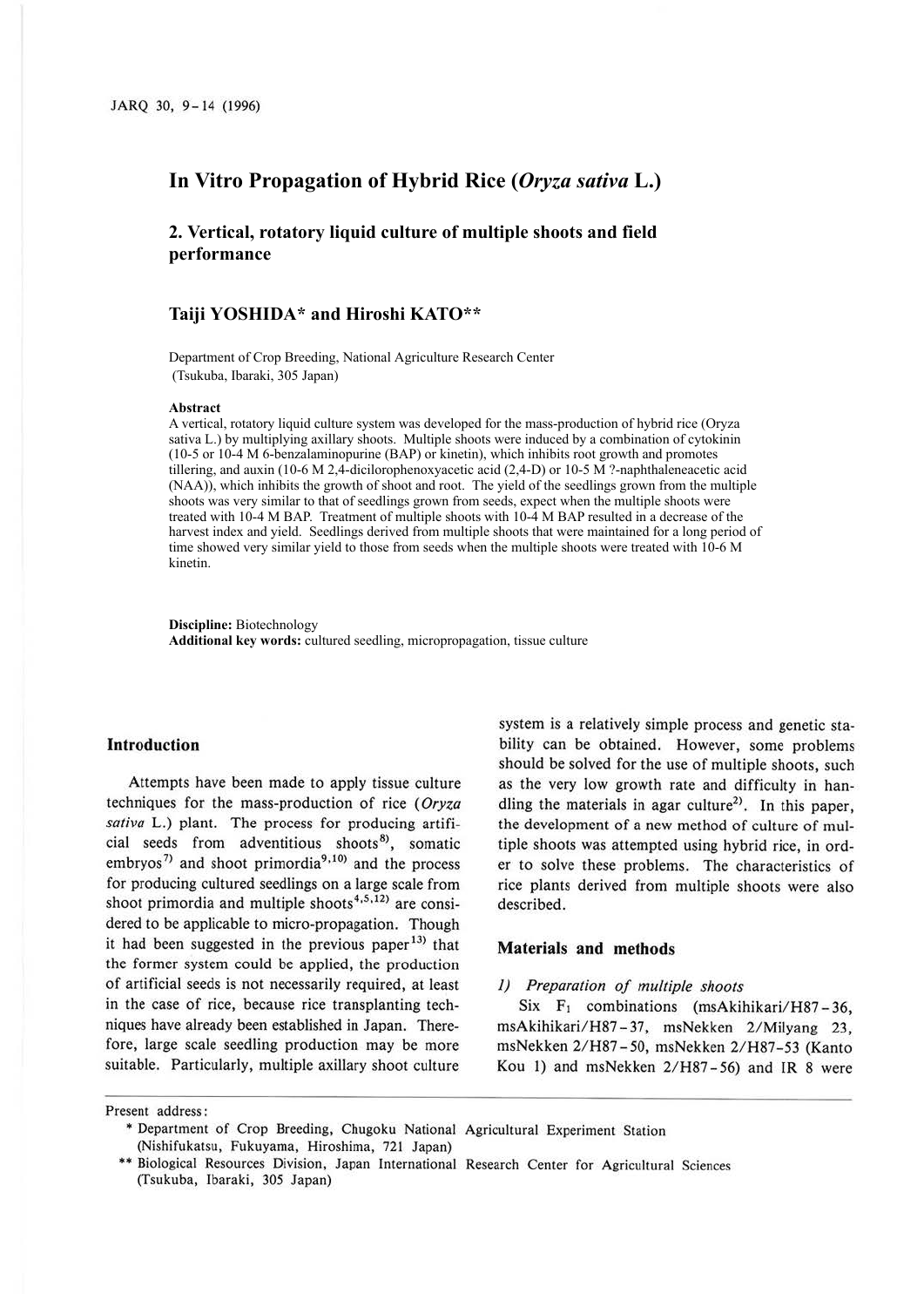# In Vitro Propagation of Hybrid Rice (*Oryza sativa* L.)

## 2. Vertical, rotatory liquid culture of multiple shoots and field performance

**Taiji YOSHIDA\* and Hiroshi KATO\*\***

Department of Crop Breeding, National Agriculture Research Center
(Tsukuba, Ibaraki, 305 Japan)

### Abstract

A vertical, rotatory liquid culture system was developed for the mass-production of hybrid rice (Oryza sativa L.) by multiplying axillary shoots. Multiple shoots were induced by a combination of cytokinin (10-5 or 10-4 M 6-benzalaminopurine (BAP) or kinetin), which inhibits root growth and promotes tillering, and auxin (10-6 M 2,4-dicilorophenoxyacetic acid (2,4-D) or 10-5 M ?-naphthaleneacetic acid (NAA)), which inhibits the growth of shoot and root. The yield of the seedlings grown from the multiple shoots was very similar to that of seedlings grown from seeds, expect when the multiple shoots were treated with 10-4 M BAP. Treatment of multiple shoots with 10-4 M BAP resulted in a decrease of the harvest index and yield. Seedlings derived from multiple shoots that were maintained for a long period of time showed very similar yield to those from seeds when the multiple shoots were treated with 10-6 M kinetin.

**Discipline:** Biotechnology
**Additional key words:** cultured seedling, micropropagation, tissue culture

## Introduction

Attempts have been made to apply tissue culture techniques for the mass-production of rice (*Oryza sativa* L.) plant. The process for producing artificial seeds from adventitious shoots[8], somatic embryos[7] and shoot primordia[9,10] and the process for producing cultured seedlings on a large scale from shoot primordia and multiple shoots[4,5,12] are considered to be applicable to micro-propagation. Though it had been suggested in the previous paper[13] that the former system could be applied, the production of artificial seeds is not necessarily required, at least in the case of rice, because rice transplanting techniques have already been established in Japan. Therefore, large scale seedling production may be more suitable. Particularly, multiple axillary shoot culture system is a relatively simple process and genetic stability can be obtained. However, some problems should be solved for the use of multiple shoots, such as the very low growth rate and difficulty in handling the materials in agar culture[2]. In this paper, the development of a new method of culture of multiple shoots was attempted using hybrid rice, in order to solve these problems. The characteristics of rice plants derived from multiple shoots were also described.

## Materials and methods

### 1) *Preparation of multiple shoots*

Six $F_1$ combinations (msAkihikari/H87-36, msAkihikari/H87-37, msNekken 2/Milyang 23, msNekken 2/H87-50, msNekken 2/H87-53 (Kanto Kou 1) and msNekken 2/H87-56) and IR 8 were

---

Present address:

\* Department of Crop Breeding, Chugoku National Agricultural Experiment Station (Nishifukatsu, Fukuyama, Hiroshima, 721 Japan)

\*\* Biological Resources Division, Japan International Research Center for Agricultural Sciences (Tsukuba, Ibaraki, 305 Japan)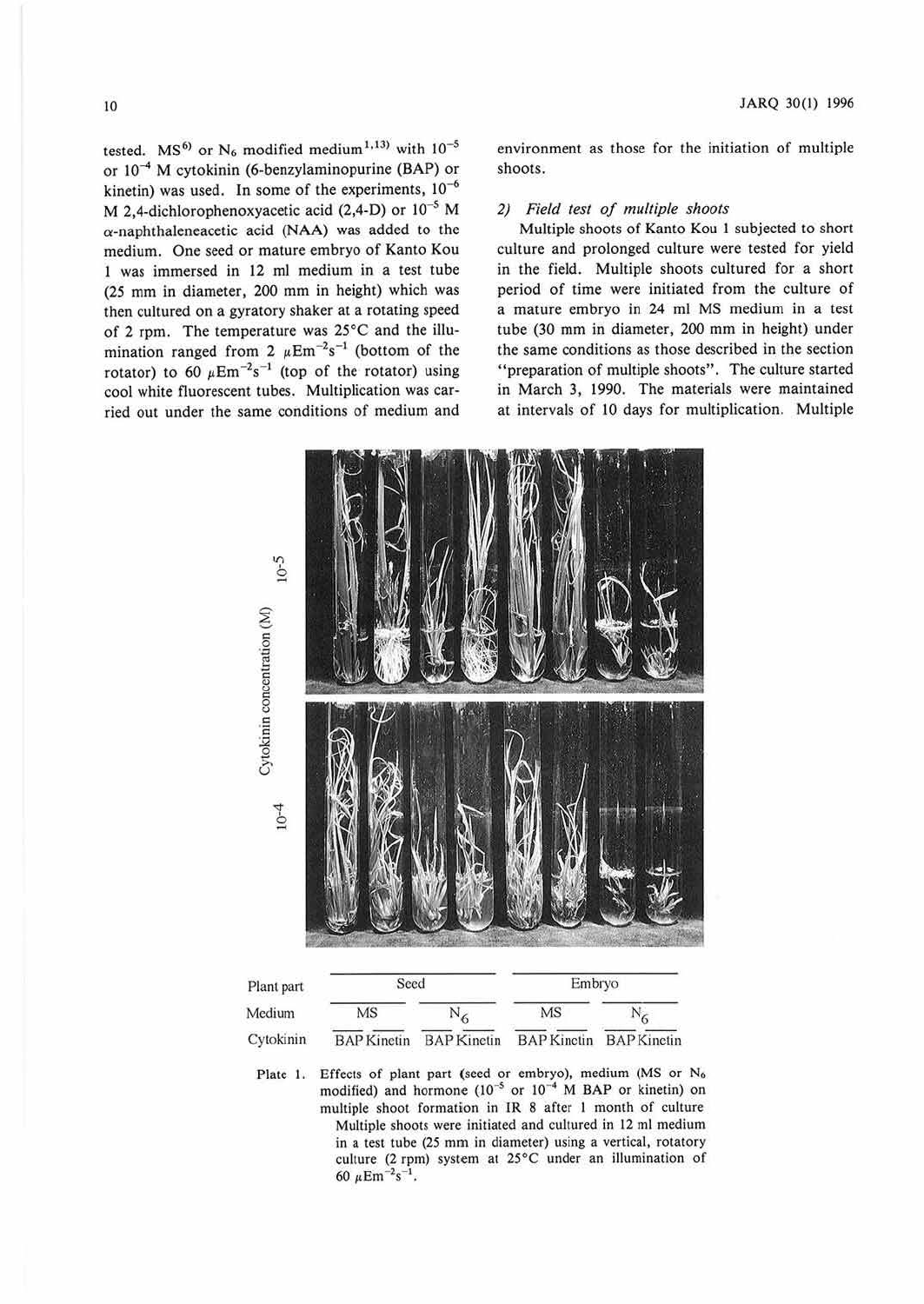tested. MS[6] or $N_6$ modified medium[1,13] with $10^{-5}$ or $10^{-4}$ M cytokinin (6-benzylaminopurine (BAP) or kinetin) was used. In some of the experiments, $10^{-6}$ M 2,4-dichlorophenoxyacetic acid (2,4-D) or $10^{-5}$ M α-naphthaleneacetic acid (NAA) was added to the medium. One seed or mature embryo of Kanto Kou 1 was immersed in 12 ml medium in a test tube (25 mm in diameter, 200 mm in height) which was then cultured on a gyratory shaker at a rotating speed of 2 rpm. The temperature was 25°C and the illumination ranged from 2 $\mu Em^{-2}s^{-1}$ (bottom of the rotator) to 60 $\mu Em^{-2}s^{-1}$ (top of the rotator) using cool white fluorescent tubes. Multiplication was carried out under the same conditions of medium and environment as those for the initiation of multiple shoots.

### 2) *Field test of multiple shoots*

Multiple shoots of Kanto Kou 1 subjected to short culture and prolonged culture were tested for yield in the field. Multiple shoots cultured for a short period of time were initiated from the culture of a mature embryo in 24 ml MS medium in a test tube (30 mm in diameter, 200 mm in height) under the same conditions as those described in the section "preparation of multiple shoots". The culture started in March 3, 1990. The materials were maintained at intervals of 10 days for multiplication. Multiple

| Plant part | Seed | | | | Embryo | | | |
|---|---|---|---|---|---|---|---|---|
| Medium | MS | | $N_6$ | | MS | | $N_6$ | |
| Cytokinin | BAP | Kinetin | BAP | Kinetin | BAP | Kinetin | BAP | Kinetin |

Plate 1. Effects of plant part (seed or embryo), medium (MS or $N_6$ modified) and hormone ($10^{-5}$ or $10^{-4}$ M BAP or kinetin) on multiple shoot formation in IR 8 after 1 month of culture
Multiple shoots were initiated and cultured in 12 ml medium in a test tube (25 mm in diameter) using a vertical, rotatory culture (2 rpm) system at 25°C under an illumination of 60 $\mu Em^{-2}s^{-1}$.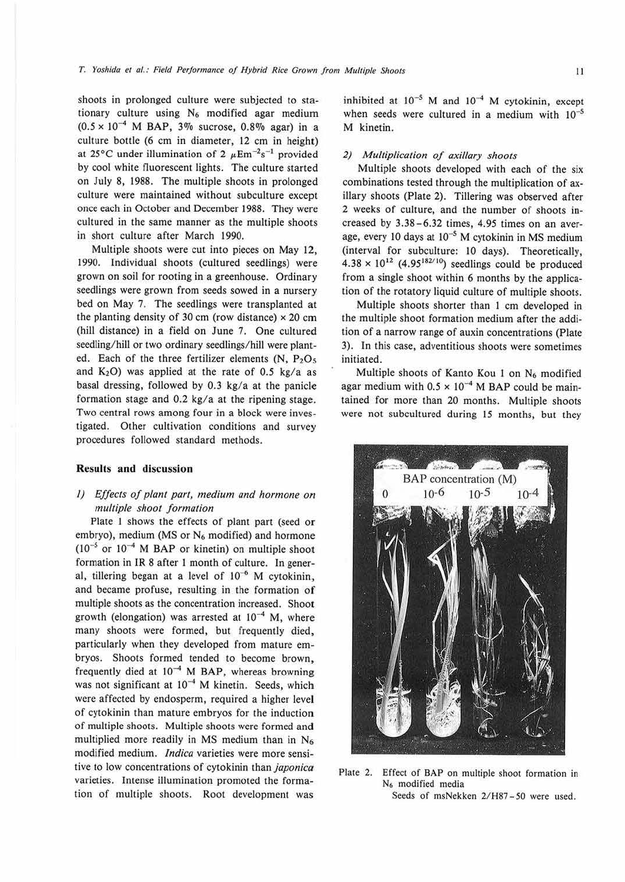shoots in prolonged culture were subjected to stationary culture using $N_6$ modified agar medium ($0.5 \times 10^{-4}$ M BAP, 3% sucrose, 0.8% agar) in a culture bottle (6 cm in diameter, 12 cm in height) at 25°C under illumination of 2 $\mu Em^{-2}s^{-1}$ provided by cool white fluorescent lights. The culture started on July 8, 1988. The multiple shoots in prolonged culture were maintained without subculture except once each in October and December 1988. They were cultured in the same manner as the multiple shoots in short culture after March 1990.

Multiple shoots were cut into pieces on May 12, 1990. Individual shoots (cultured seedlings) were grown on soil for rooting in a greenhouse. Ordinary seedlings were grown from seeds sowed in a nursery bed on May 7. The seedlings were transplanted at the planting density of 30 cm (row distance) × 20 cm (hill distance) in a field on June 7. One cultured seedling/hill or two ordinary seedlings/hill were planted. Each of the three fertilizer elements (N, $P_2O_5$ and $K_2O$) was applied at the rate of 0.5 kg/a as basal dressing, followed by 0.3 kg/a at the panicle formation stage and 0.2 kg/a at the ripening stage. Two central rows among four in a block were investigated. Other cultivation conditions and survey procedures followed standard methods.

## Results and discussion

### 1) *Effects of plant part, medium and hormone on multiple shoot formation*

Plate 1 shows the effects of plant part (seed or embryo), medium (MS or $N_6$ modified) and hormone ($10^{-5}$ or $10^{-4}$ M BAP or kinetin) on multiple shoot formation in IR 8 after 1 month of culture. In general, tillering began at a level of $10^{-6}$ M cytokinin, and became profuse, resulting in the formation of multiple shoots as the concentration increased. Shoot growth (elongation) was arrested at $10^{-4}$ M, where many shoots were formed, but frequently died, particularly when they developed from mature embryos. Shoots formed tended to become brown, frequently died at $10^{-4}$ M BAP, whereas browning was not significant at $10^{-4}$ M kinetin. Seeds, which were affected by endosperm, required a higher level of cytokinin than mature embryos for the induction of multiple shoots. Multiple shoots were formed and multiplied more readily in MS medium than in $N_6$ modified medium. *Indica* varieties were more sensitive to low concentrations of cytokinin than *japonica* varieties. Intense illumination promoted the formation of multiple shoots. Root development was inhibited at $10^{-5}$ M and $10^{-4}$ M cytokinin, except when seeds were cultured in a medium with $10^{-5}$ M kinetin.

### 2) *Multiplication of axillary shoots*

Multiple shoots developed with each of the six combinations tested through the multiplication of axillary shoots (Plate 2). Tillering was observed after 2 weeks of culture, and the number of shoots increased by 3.38–6.32 times, 4.95 times on an average, every 10 days at $10^{-5}$ M cytokinin in MS medium (interval for subculture: 10 days). Theoretically, $4.38 \times 10^{12}$ ($4.95^{182/10}$) seedlings could be produced from a single shoot within 6 months by the application of the rotatory liquid culture of multiple shoots.

Multiple shoots shorter than 1 cm developed in the multiple shoot formation medium after the addition of a narrow range of auxin concentrations (Plate 3). In this case, adventitious shoots were sometimes initiated.

Multiple shoots of Kanto Kou 1 on $N_6$ modified agar medium with $0.5 \times 10^{-4}$ M BAP could be maintained for more than 20 months. Multiple shoots were not subcultured during 15 months, but they

Plate 2. Effect of BAP on multiple shoot formation in $N_6$ modified media
Seeds of msNekken 2/H87-50 were used.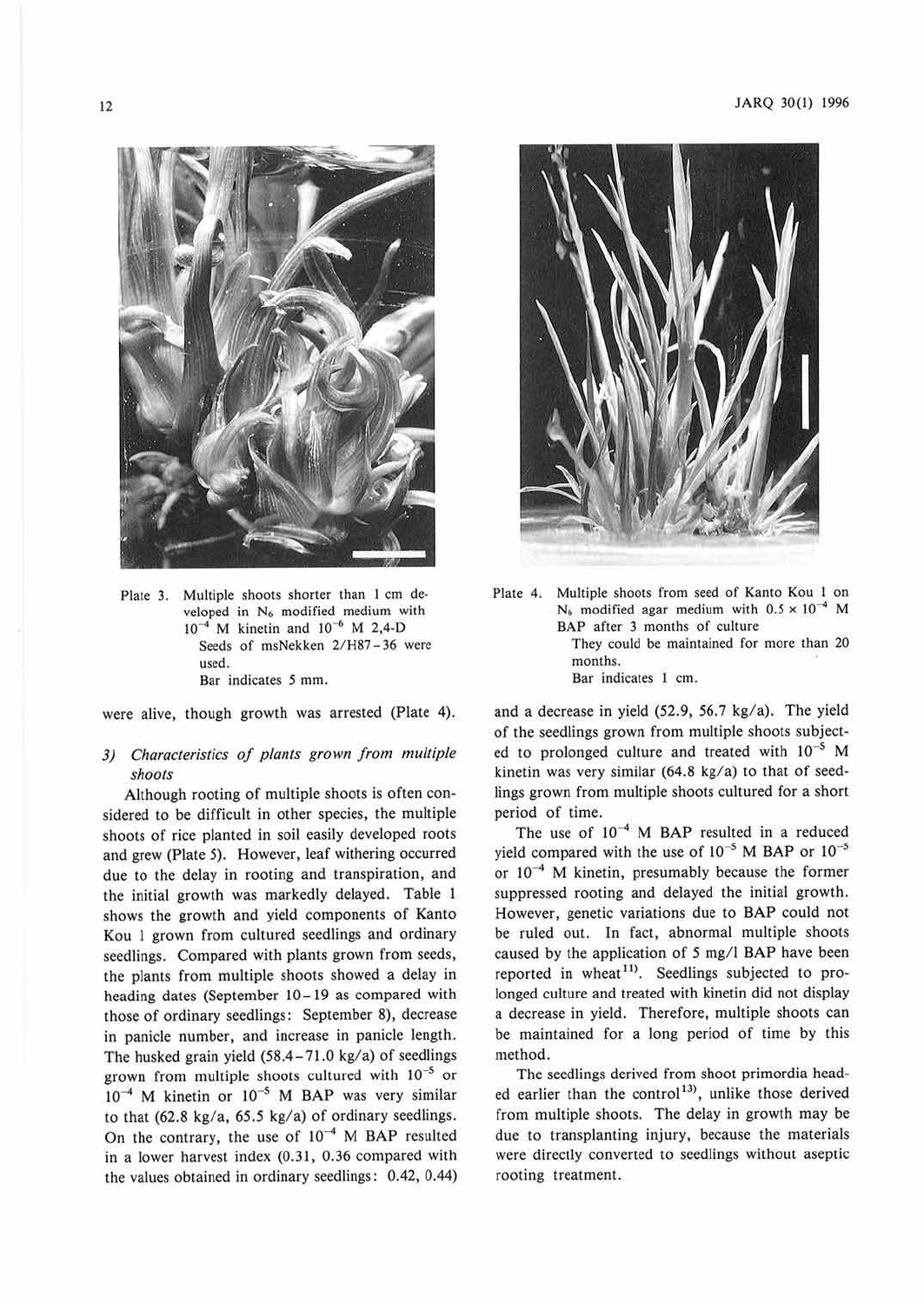Plate 3. Multiple shoots shorter than 1 cm developed in $N_6$ modified medium with $10^{-4}$ M kinetin and $10^{-6}$ M 2,4-D
Seeds of msNekken 2/H87-36 were used.
Bar indicates 5 mm.

Plate 4. Multiple shoots from seed of Kanto Kou 1 on $N_6$ modified agar medium with $0.5 \times 10^{-4}$ M BAP after 3 months of culture
They could be maintained for more than 20 months.
Bar indicates 1 cm.

were alive, though growth was arrested (Plate 4).

### 3) *Characteristics of plants grown from multiple shoots*

Although rooting of multiple shoots is often considered to be difficult in other species, the multiple shoots of rice planted in soil easily developed roots and grew (Plate 5). However, leaf withering occurred due to the delay in rooting and transpiration, and the initial growth was markedly delayed. Table 1 shows the growth and yield components of Kanto Kou 1 grown from cultured seedlings and ordinary seedlings. Compared with plants grown from seeds, the plants from multiple shoots showed a delay in heading dates (September 10–19 as compared with those of ordinary seedlings: September 8), decrease in panicle number, and increase in panicle length. The husked grain yield (58.4–71.0 kg/a) of seedlings grown from multiple shoots cultured with $10^{-5}$ or $10^{-4}$ M kinetin or $10^{-5}$ M BAP was very similar to that (62.8 kg/a, 65.5 kg/a) of ordinary seedlings. On the contrary, the use of $10^{-4}$ M BAP resulted in a lower harvest index (0.31, 0.36 compared with the values obtained in ordinary seedlings: 0.42, 0.44) and a decrease in yield (52.9, 56.7 kg/a). The yield of the seedlings grown from multiple shoots subjected to prolonged culture and treated with $10^{-5}$ M kinetin was very similar (64.8 kg/a) to that of seedlings grown from multiple shoots cultured for a short period of time.

The use of $10^{-4}$ M BAP resulted in a reduced yield compared with the use of $10^{-5}$ M BAP or $10^{-5}$ or $10^{-4}$ M kinetin, presumably because the former suppressed rooting and delayed the initial growth. However, genetic variations due to BAP could not be ruled out. In fact, abnormal multiple shoots caused by the application of 5 mg/l BAP have been reported in wheat[11]. Seedlings subjected to prolonged culture and treated with kinetin did not display a decrease in yield. Therefore, multiple shoots can be maintained for a long period of time by this method.

The seedlings derived from shoot primordia headed earlier than the control[13], unlike those derived from multiple shoots. The delay in growth may be due to transplanting injury, because the materials were directly converted to seedlings without aseptic rooting treatment.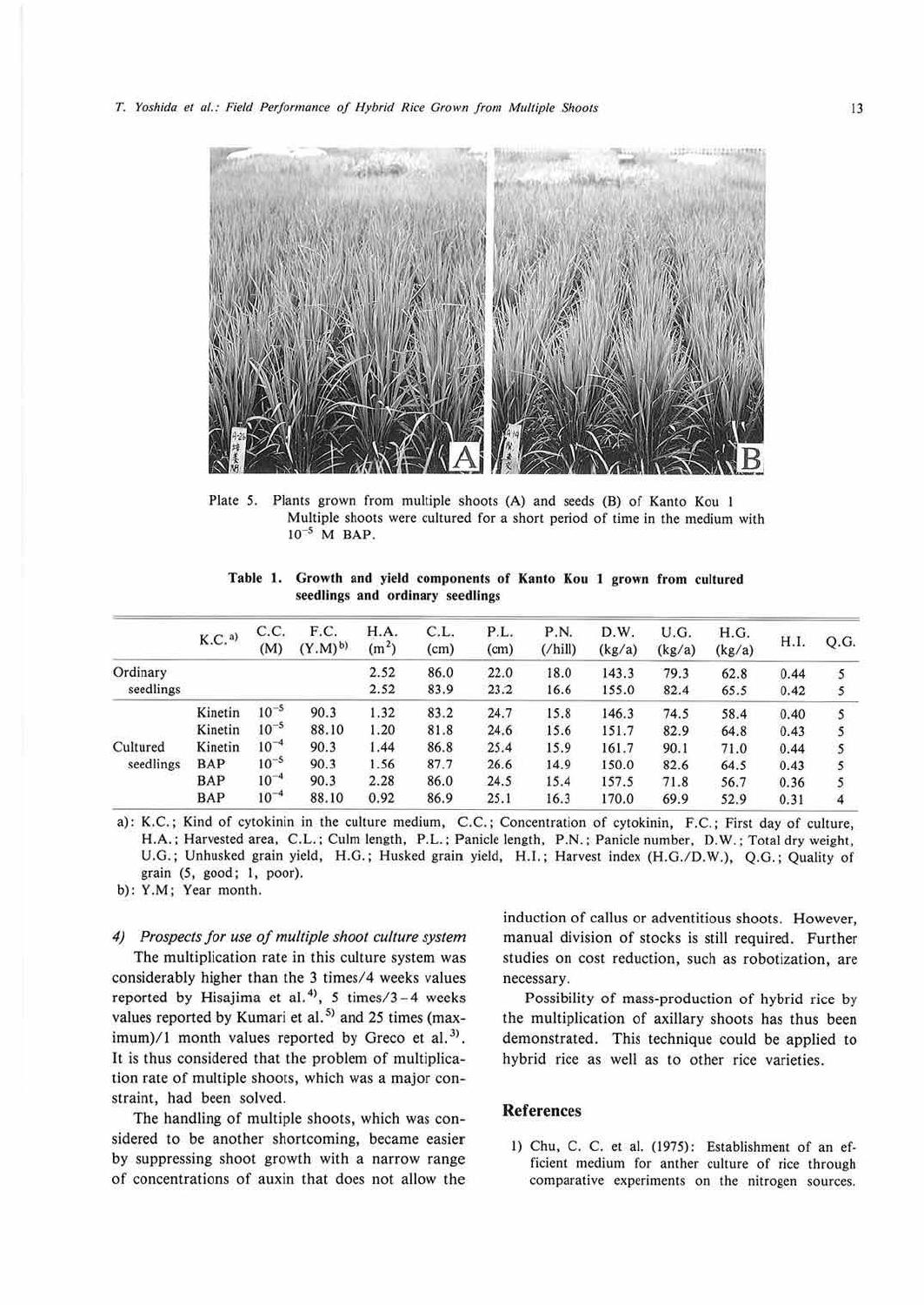Plate 5. Plants grown from multiple shoots (A) and seeds (B) of Kanto Kou 1 Multiple shoots were cultured for a short period of time in the medium with $10^{-5}$ M BAP.

**Table 1. Growth and yield components of Kanto Kou 1 grown from cultured seedlings and ordinary seedlings**

| | K.C.[a] | C.C. (M) | F.C. (Y.M)[b] | H.A. ($m^2$) | C.L. (cm) | P.L. (cm) | P.N. (/hill) | D.W. (kg/a) | U.G. (kg/a) | H.G. (kg/a) | H.I. | Q.G. |
|---|---|---|---|---|---|---|---|---|---|---|---|---|
| Ordinary seedlings | | | | 2.52 | 86.0 | 22.0 | 18.0 | 143.3 | 79.3 | 62.8 | 0.44 | 5 |
| | | | | 2.52 | 83.9 | 23.2 | 16.6 | 155.0 | 82.4 | 65.5 | 0.42 | 5 |
| Cultured seedlings | Kinetin | $10^{-5}$ | 90.3 | 1.32 | 83.2 | 24.7 | 15.8 | 146.3 | 74.5 | 58.4 | 0.40 | 5 |
| | Kinetin | $10^{-5}$ | 88.10 | 1.20 | 81.8 | 24.6 | 15.6 | 151.7 | 82.9 | 64.8 | 0.43 | 5 |
| | Kinetin | $10^{-4}$ | 90.3 | 1.44 | 86.8 | 25.4 | 15.9 | 161.7 | 90.1 | 71.0 | 0.44 | 5 |
| | BAP | $10^{-5}$ | 90.3 | 1.56 | 87.7 | 26.6 | 14.9 | 150.0 | 82.6 | 64.5 | 0.43 | 5 |
| | BAP | $10^{-4}$ | 90.3 | 2.28 | 86.0 | 24.5 | 15.4 | 157.5 | 71.8 | 56.7 | 0.36 | 5 |
| | BAP | $10^{-4}$ | 88.10 | 0.92 | 86.9 | 25.1 | 16.3 | 170.0 | 69.9 | 52.9 | 0.31 | 4 |

a): K.C.; Kind of cytokinin in the culture medium, C.C.; Concentration of cytokinin, F.C.; First day of culture, H.A.; Harvested area, C.L.; Culm length, P.L.; Panicle length, P.N.; Panicle number, D.W.; Total dry weight, U.G.; Unhusked grain yield, H.G.; Husked grain yield, H.I.; Harvest index (H.G./D.W.), Q.G.; Quality of grain (5, good; 1, poor).
b): Y.M; Year month.

### *4) Prospects for use of multiple shoot culture system*

The multiplication rate in this culture system was considerably higher than the 3 times/4 weeks values reported by Hisajima et al.[4], 5 times/3–4 weeks values reported by Kumari et al.[5] and 25 times (maximum)/1 month values reported by Greco et al.[3]. It is thus considered that the problem of multiplication rate of multiple shoots, which was a major constraint, had been solved.

The handling of multiple shoots, which was considered to be another shortcoming, became easier by suppressing shoot growth with a narrow range of concentrations of auxin that does not allow the induction of callus or adventitious shoots. However, manual division of stocks is still required. Further studies on cost reduction, such as robotization, are necessary.

Possibility of mass-production of hybrid rice by the multiplication of axillary shoots has thus been demonstrated. This technique could be applied to hybrid rice as well as to other rice varieties.

## References

1) Chu, C. C. et al. (1975): Establishment of an efficient medium for anther culture of rice through comparative experiments on the nitrogen sources.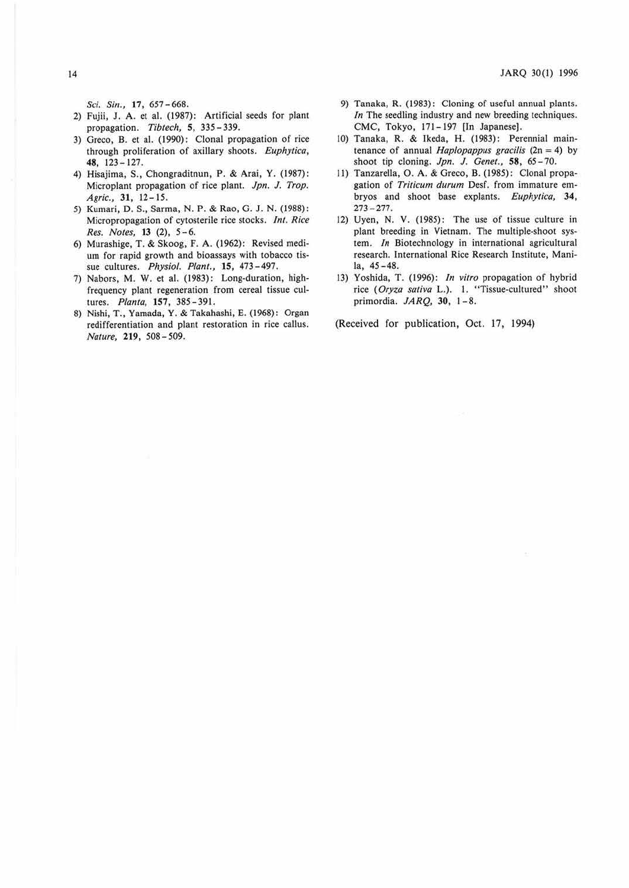*Sci. Sin.*, **17**, 657–668.

2) Fujii, J. A. et al. (1987): Artificial seeds for plant propagation. *Tibtech*, **5**, 335–339.
3) Greco, B. et al. (1990): Clonal propagation of rice through proliferation of axillary shoots. *Euphytica*, **48**, 123–127.
4) Hisajima, S., Chongraditnun, P. & Arai, Y. (1987): Microplant propagation of rice plant. *Jpn. J. Trop. Agric.*, **31**, 12–15.
5) Kumari, D. S., Sarma, N. P. & Rao, G. J. N. (1988): Micropropagation of cytosterile rice stocks. *Int. Rice Res. Notes*, **13** (2), 5–6.
6) Murashige, T. & Skoog, F. A. (1962): Revised medium for rapid growth and bioassays with tobacco tissue cultures. *Physiol. Plant.*, **15**, 473–497.
7) Nabors, M. W. et al. (1983): Long-duration, high-frequency plant regeneration from cereal tissue cultures. *Planta*, **157**, 385–391.
8) Nishi, T., Yamada, Y. & Takahashi, E. (1968): Organ redifferentiation and plant restoration in rice callus. *Nature*, **219**, 508–509.
9) Tanaka, R. (1983): Cloning of useful annual plants. *In* The seedling industry and new breeding techniques. CMC, Tokyo, 171–197 [In Japanese].
10) Tanaka, R. & Ikeda, H. (1983): Perennial maintenance of annual *Haplopappus gracilis* (2n = 4) by shoot tip cloning. *Jpn. J. Genet.*, **58**, 65–70.
11) Tanzarella, O. A. & Greco, B. (1985): Clonal propagation of *Triticum durum* Desf. from immature embryos and shoot base explants. *Euphytica*, **34**, 273–277.
12) Uyen, N. V. (1985): The use of tissue culture in plant breeding in Vietnam. The multiple-shoot system. *In* Biotechnology in international agricultural research. International Rice Research Institute, Manila, 45–48.
13) Yoshida, T. (1996): *In vitro* propagation of hybrid rice (*Oryza sativa* L.). 1. "Tissue-cultured" shoot primordia. *JARQ*, **30**, 1–8.

(Received for publication, Oct. 17, 1994)